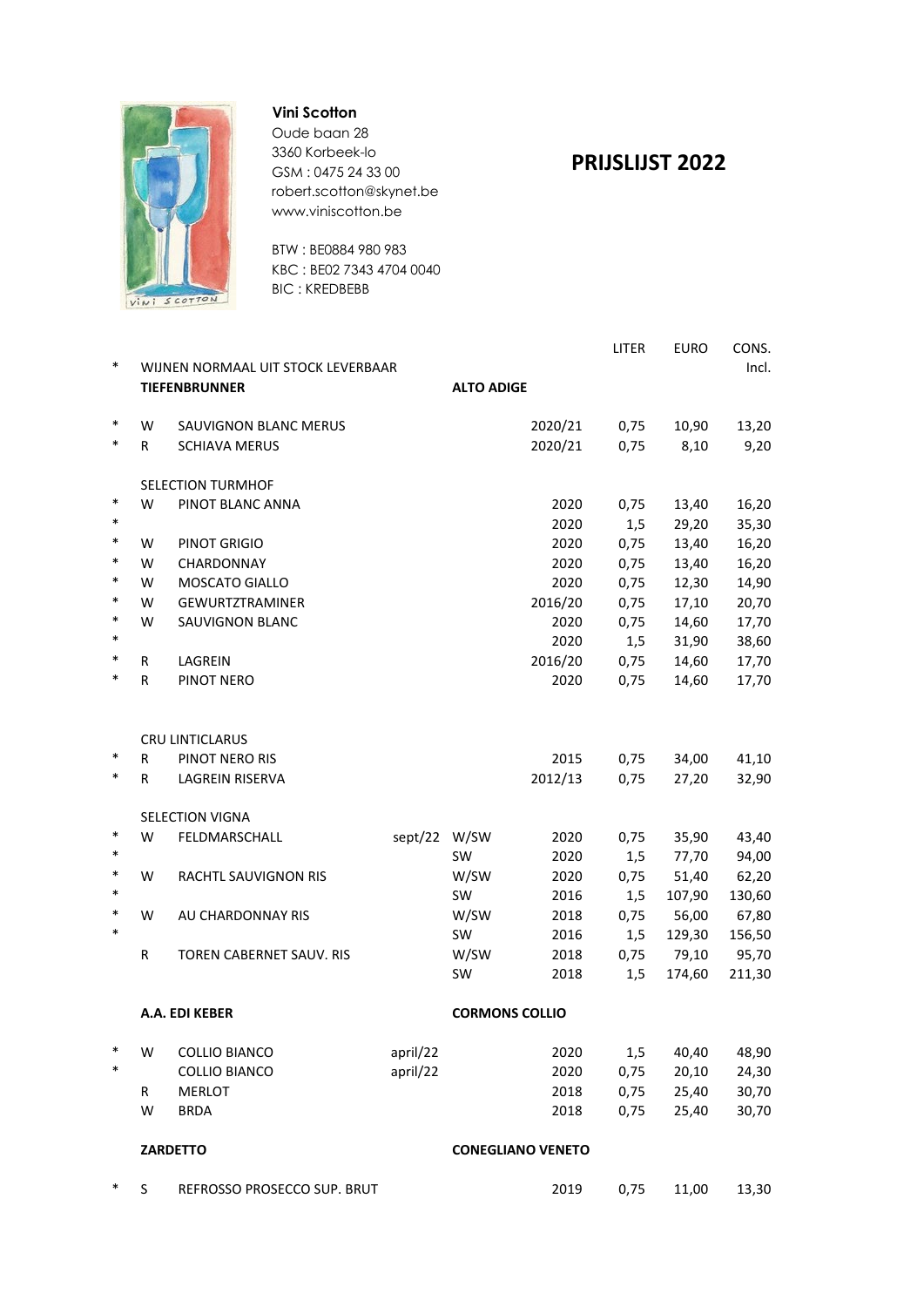**Vini Scotton**
Oude baan 28
3360 Korbeek-lo
GSM : 0475 24 33 00
robert.scotton@skynet.be
www.viniscotton.be

BTW : BE0884 980 983
KBC : BE02 7343 4704 0040
BIC : KREDBEBB

# PRIJSLIJST 2022

| | | | | | | LITER | EURO | CONS. Incl. |
|---|---|---|---|---|---|---|---|---|
| * | WIJNEN NORMAAL UIT STOCK LEVERBAAR | | | | | | | |
| | **TIEFENBRUNNER** | | | **ALTO ADIGE** | | | | |
| * | W | SAUVIGNON BLANC MERUS | | | 2020/21 | 0,75 | 10,90 | 13,20 |
| * | R | SCHIAVA MERUS | | | 2020/21 | 0,75 | 8,10 | 9,20 |
| | | SELECTION TURMHOF | | | | | | |
| * | W | PINOT BLANC ANNA | | | 2020 | 0,75 | 13,40 | 16,20 |
| * | | | | | 2020 | 1,5 | 29,20 | 35,30 |
| * | W | PINOT GRIGIO | | | 2020 | 0,75 | 13,40 | 16,20 |
| * | W | CHARDONNAY | | | 2020 | 0,75 | 13,40 | 16,20 |
| * | W | MOSCATO GIALLO | | | 2020 | 0,75 | 12,30 | 14,90 |
| * | W | GEWURTZTRAMINER | | | 2016/20 | 0,75 | 17,10 | 20,70 |
| * | W | SAUVIGNON BLANC | | | 2020 | 0,75 | 14,60 | 17,70 |
| * | | | | | 2020 | 1,5 | 31,90 | 38,60 |
| * | R | LAGREIN | | | 2016/20 | 0,75 | 14,60 | 17,70 |
| * | R | PINOT NERO | | | 2020 | 0,75 | 14,60 | 17,70 |
| | | CRU LINTICLARUS | | | | | | |
| * | R | PINOT NERO RIS | | | 2015 | 0,75 | 34,00 | 41,10 |
| * | R | LAGREIN RISERVA | | | 2012/13 | 0,75 | 27,20 | 32,90 |
| | | SELECTION VIGNA | | | | | | |
| * | W | FELDMARSCHALL | sept/22 | W/SW | 2020 | 0,75 | 35,90 | 43,40 |
| * | | | | SW | 2020 | 1,5 | 77,70 | 94,00 |
| * | W | RACHTL SAUVIGNON RIS | | W/SW | 2020 | 0,75 | 51,40 | 62,20 |
| * | | | | SW | 2016 | 1,5 | 107,90 | 130,60 |
| * | W | AU CHARDONNAY RIS | | W/SW | 2018 | 0,75 | 56,00 | 67,80 |
| * | | | | SW | 2016 | 1,5 | 129,30 | 156,50 |
| | R | TOREN CABERNET SAUV. RIS | | W/SW | 2018 | 0,75 | 79,10 | 95,70 |
| | | | | SW | 2018 | 1,5 | 174,60 | 211,30 |
| | **A.A. EDI KEBER** | | | **CORMONS COLLIO** | | | | |
| * | W | COLLIO BIANCO | april/22 | | 2020 | 1,5 | 40,40 | 48,90 |
| * | | COLLIO BIANCO | april/22 | | 2020 | 0,75 | 20,10 | 24,30 |
| | R | MERLOT | | | 2018 | 0,75 | 25,40 | 30,70 |
| | W | BRDA | | | 2018 | 0,75 | 25,40 | 30,70 |
| | **ZARDETTO** | | | **CONEGLIANO VENETO** | | | | |
| * | S | REFROSSO PROSECCO SUP. BRUT | | | 2019 | 0,75 | 11,00 | 13,30 |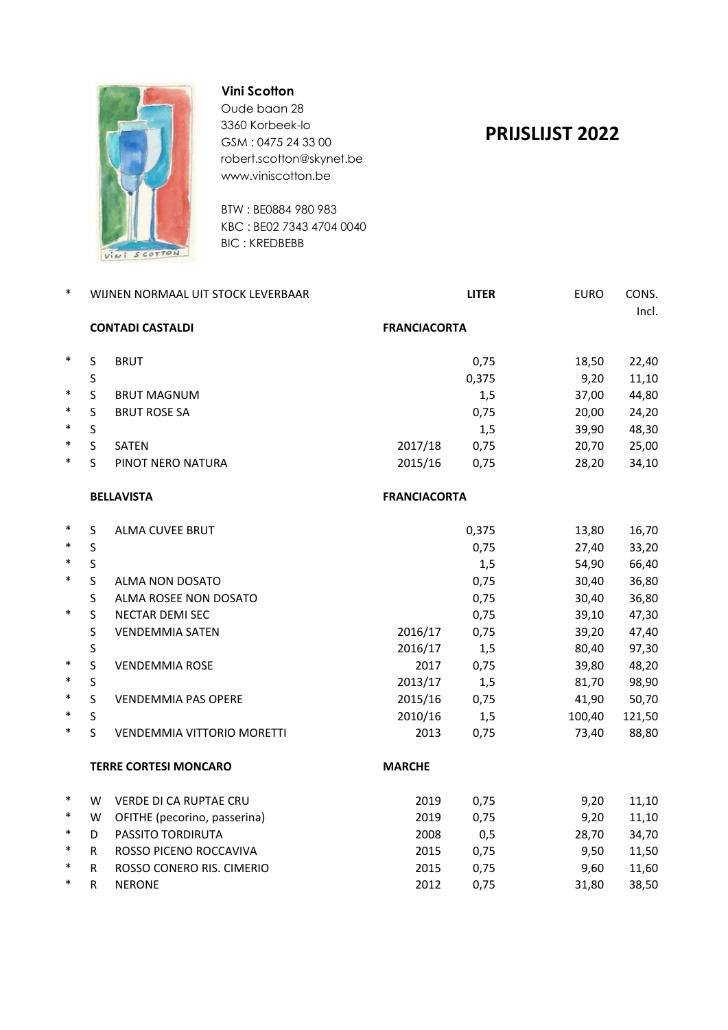**Vini Scotton**
Oude baan 28
3360 Korbeek-lo
GSM : 0475 24 33 00
robert.scotton@skynet.be
www.viniscotton.be

BTW : BE0884 980 983
KBC : BE02 7343 4704 0040
BIC : KREDBEBB

# PRIJSLIJST 2022

| * | WIJNEN NORMAAL UIT STOCK LEVERBAAR | | | LITER | EURO | CONS. Incl. |
|---|---|---|---|---|---|---|
| | **CONTADI CASTALDI** | | **FRANCIACORTA** | | | |
| * | S | BRUT | | 0,75 | 18,50 | 22,40 |
| | S | | | 0,375 | 9,20 | 11,10 |
| * | S | BRUT MAGNUM | | 1,5 | 37,00 | 44,80 |
| * | S | BRUT ROSE SA | | 0,75 | 20,00 | 24,20 |
| * | S | | | 1,5 | 39,90 | 48,30 |
| * | S | SATEN | 2017/18 | 0,75 | 20,70 | 25,00 |
| * | S | PINOT NERO NATURA | 2015/16 | 0,75 | 28,20 | 34,10 |
| | **BELLAVISTA** | | **FRANCIACORTA** | | | |
| * | S | ALMA CUVEE BRUT | | 0,375 | 13,80 | 16,70 |
| * | S | | | 0,75 | 27,40 | 33,20 |
| * | S | | | 1,5 | 54,90 | 66,40 |
| * | S | ALMA NON DOSATO | | 0,75 | 30,40 | 36,80 |
| | S | ALMA ROSEE NON DOSATO | | 0,75 | 30,40 | 36,80 |
| * | S | NECTAR DEMI SEC | | 0,75 | 39,10 | 47,30 |
| | S | VENDEMMIA SATEN | 2016/17 | 0,75 | 39,20 | 47,40 |
| | S | | 2016/17 | 1,5 | 80,40 | 97,30 |
| * | S | VENDEMMIA ROSE | 2017 | 0,75 | 39,80 | 48,20 |
| * | S | | 2013/17 | 1,5 | 81,70 | 98,90 |
| * | S | VENDEMMIA PAS OPERE | 2015/16 | 0,75 | 41,90 | 50,70 |
| * | S | | 2010/16 | 1,5 | 100,40 | 121,50 |
| * | S | VENDEMMIA VITTORIO MORETTI | 2013 | 0,75 | 73,40 | 88,80 |
| | **TERRE CORTESI MONCARO** | | **MARCHE** | | | |
| * | W | VERDE DI CA RUPTAE CRU | 2019 | 0,75 | 9,20 | 11,10 |
| * | W | OFITHE (pecorino, passerina) | 2019 | 0,75 | 9,20 | 11,10 |
| * | D | PASSITO TORDIRUTA | 2008 | 0,5 | 28,70 | 34,70 |
| * | R | ROSSO PICENO ROCCAVIVA | 2015 | 0,75 | 9,50 | 11,50 |
| * | R | ROSSO CONERO RIS. CIMERIO | 2015 | 0,75 | 9,60 | 11,60 |
| * | R | NERONE | 2012 | 0,75 | 31,80 | 38,50 |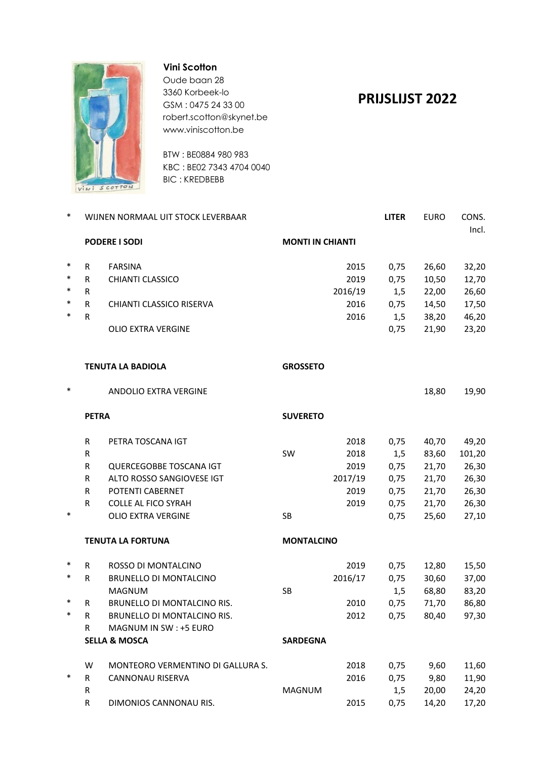**Vini Scotton**
Oude baan 28
3360 Korbeek-lo
GSM : 0475 24 33 00
robert.scotton@skynet.be
www.viniscotton.be

BTW : BE0884 980 983
KBC : BE02 7343 4704 0040
BIC : KREDBEBB

# PRIJSLIJST 2022

| | | | | | LITER | EURO | CONS. Incl. |
|---|---|---|---|---|---|---|---|
| * | WIJNEN NORMAAL UIT STOCK LEVERBAAR | | | | | | |
| | **PODERE I SODI** | | **MONTI IN CHIANTI** | | | | |
| * | R | FARSINA | | 2015 | 0,75 | 26,60 | 32,20 |
| * | R | CHIANTI CLASSICO | | 2019 | 0,75 | 10,50 | 12,70 |
| * | R | | | 2016/19 | 1,5 | 22,00 | 26,60 |
| * | R | CHIANTI CLASSICO RISERVA | | 2016 | 0,75 | 14,50 | 17,50 |
| * | R | | | 2016 | 1,5 | 38,20 | 46,20 |
| | | OLIO EXTRA VERGINE | | | 0,75 | 21,90 | 23,20 |
| | **TENUTA LA BADIOLA** | | **GROSSETO** | | | | |
| * | | ANDOLIO EXTRA VERGINE | | | | 18,80 | 19,90 |
| | **PETRA** | | **SUVERETO** | | | | |
| | R | PETRA TOSCANA IGT | | 2018 | 0,75 | 40,70 | 49,20 |
| | R | | SW | 2018 | 1,5 | 83,60 | 101,20 |
| | R | QUERCEGOBBE TOSCANA IGT | | 2019 | 0,75 | 21,70 | 26,30 |
| | R | ALTO ROSSO SANGIOVESE IGT | | 2017/19 | 0,75 | 21,70 | 26,30 |
| | R | POTENTI CABERNET | | 2019 | 0,75 | 21,70 | 26,30 |
| | R | COLLE AL FICO SYRAH | | 2019 | 0,75 | 21,70 | 26,30 |
| * | | OLIO EXTRA VERGINE | SB | | 0,75 | 25,60 | 27,10 |
| | **TENUTA LA FORTUNA** | | **MONTALCINO** | | | | |
| * | R | ROSSO DI MONTALCINO | | 2019 | 0,75 | 12,80 | 15,50 |
| * | R | BRUNELLO DI MONTALCINO | | 2016/17 | 0,75 | 30,60 | 37,00 |
| | | MAGNUM | SB | | 1,5 | 68,80 | 83,20 |
| * | R | BRUNELLO DI MONTALCINO RIS. | | 2010 | 0,75 | 71,70 | 86,80 |
| * | R | BRUNELLO DI MONTALCINO RIS. | | 2012 | 0,75 | 80,40 | 97,30 |
| | R | MAGNUM IN SW : +5 EURO | | | | | |
| | **SELLA & MOSCA** | | **SARDEGNA** | | | | |
| | W | MONTEORO VERMENTINO DI GALLURA S. | | 2018 | 0,75 | 9,60 | 11,60 |
| * | R | CANNONAU RISERVA | | 2016 | 0,75 | 9,80 | 11,90 |
| | R | | MAGNUM | | 1,5 | 20,00 | 24,20 |
| | R | DIMONIOS CANNONAU RIS. | | 2015 | 0,75 | 14,20 | 17,20 |